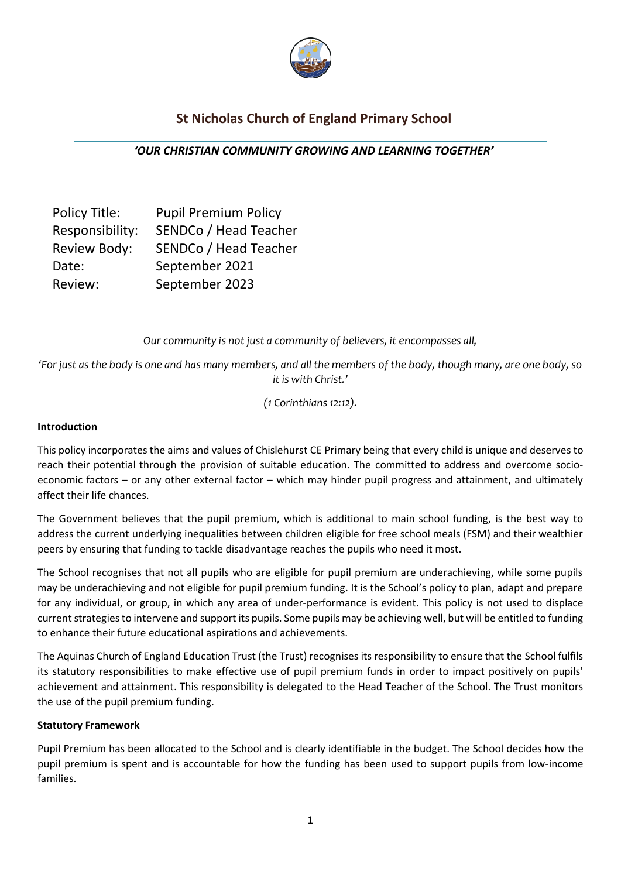# St Nicholas Church of England Primary School

***'OUR CHRISTIAN COMMUNITY GROWING AND LEARNING TOGETHER'***

| | |
|---|---|
| Policy Title: | Pupil Premium Policy |
| Responsibility: | SENDCo / Head Teacher |
| Review Body: | SENDCo / Head Teacher |
| Date: | September 2021 |
| Review: | September 2023 |

*Our community is not just a community of believers, it encompasses all,*

*'For just as the body is one and has many members, and all the members of the body, though many, are one body, so it is with Christ.'*

*(1 Corinthians 12:12).*

**Introduction**

This policy incorporates the aims and values of Chislehurst CE Primary being that every child is unique and deserves to reach their potential through the provision of suitable education. The committed to address and overcome socio-economic factors – or any other external factor – which may hinder pupil progress and attainment, and ultimately affect their life chances.

The Government believes that the pupil premium, which is additional to main school funding, is the best way to address the current underlying inequalities between children eligible for free school meals (FSM) and their wealthier peers by ensuring that funding to tackle disadvantage reaches the pupils who need it most.

The School recognises that not all pupils who are eligible for pupil premium are underachieving, while some pupils may be underachieving and not eligible for pupil premium funding. It is the School's policy to plan, adapt and prepare for any individual, or group, in which any area of under-performance is evident. This policy is not used to displace current strategies to intervene and support its pupils. Some pupils may be achieving well, but will be entitled to funding to enhance their future educational aspirations and achievements.

The Aquinas Church of England Education Trust (the Trust) recognises its responsibility to ensure that the School fulfils its statutory responsibilities to make effective use of pupil premium funds in order to impact positively on pupils' achievement and attainment. This responsibility is delegated to the Head Teacher of the School. The Trust monitors the use of the pupil premium funding.

**Statutory Framework**

Pupil Premium has been allocated to the School and is clearly identifiable in the budget. The School decides how the pupil premium is spent and is accountable for how the funding has been used to support pupils from low-income families.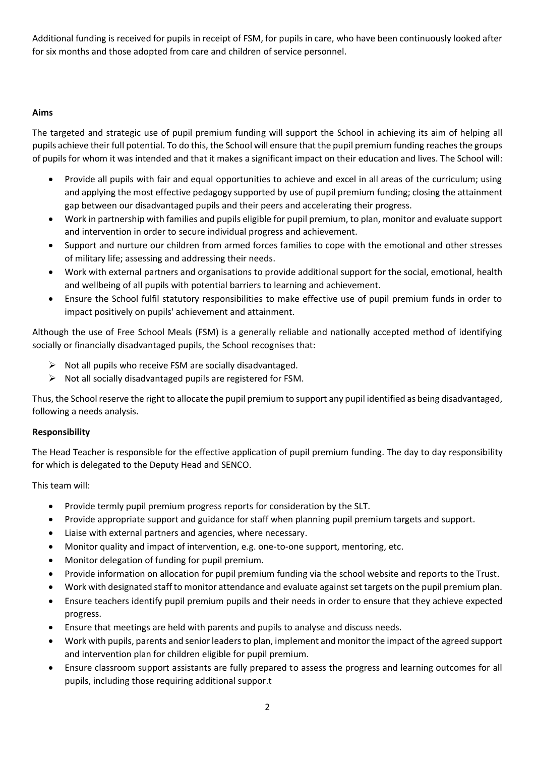Additional funding is received for pupils in receipt of FSM, for pupils in care, who have been continuously looked after for six months and those adopted from care and children of service personnel.

**Aims**

The targeted and strategic use of pupil premium funding will support the School in achieving its aim of helping all pupils achieve their full potential. To do this, the School will ensure that the pupil premium funding reaches the groups of pupils for whom it was intended and that it makes a significant impact on their education and lives. The School will:

- Provide all pupils with fair and equal opportunities to achieve and excel in all areas of the curriculum; using and applying the most effective pedagogy supported by use of pupil premium funding; closing the attainment gap between our disadvantaged pupils and their peers and accelerating their progress.
- Work in partnership with families and pupils eligible for pupil premium, to plan, monitor and evaluate support and intervention in order to secure individual progress and achievement.
- Support and nurture our children from armed forces families to cope with the emotional and other stresses of military life; assessing and addressing their needs.
- Work with external partners and organisations to provide additional support for the social, emotional, health and wellbeing of all pupils with potential barriers to learning and achievement.
- Ensure the School fulfil statutory responsibilities to make effective use of pupil premium funds in order to impact positively on pupils' achievement and attainment.

Although the use of Free School Meals (FSM) is a generally reliable and nationally accepted method of identifying socially or financially disadvantaged pupils, the School recognises that:

- Not all pupils who receive FSM are socially disadvantaged.
- Not all socially disadvantaged pupils are registered for FSM.

Thus, the School reserve the right to allocate the pupil premium to support any pupil identified as being disadvantaged, following a needs analysis.

**Responsibility**

The Head Teacher is responsible for the effective application of pupil premium funding. The day to day responsibility for which is delegated to the Deputy Head and SENCO.

This team will:

- Provide termly pupil premium progress reports for consideration by the SLT.
- Provide appropriate support and guidance for staff when planning pupil premium targets and support.
- Liaise with external partners and agencies, where necessary.
- Monitor quality and impact of intervention, e.g. one-to-one support, mentoring, etc.
- Monitor delegation of funding for pupil premium.
- Provide information on allocation for pupil premium funding via the school website and reports to the Trust.
- Work with designated staff to monitor attendance and evaluate against set targets on the pupil premium plan.
- Ensure teachers identify pupil premium pupils and their needs in order to ensure that they achieve expected progress.
- Ensure that meetings are held with parents and pupils to analyse and discuss needs.
- Work with pupils, parents and senior leaders to plan, implement and monitor the impact of the agreed support and intervention plan for children eligible for pupil premium.
- Ensure classroom support assistants are fully prepared to assess the progress and learning outcomes for all pupils, including those requiring additional suppor.t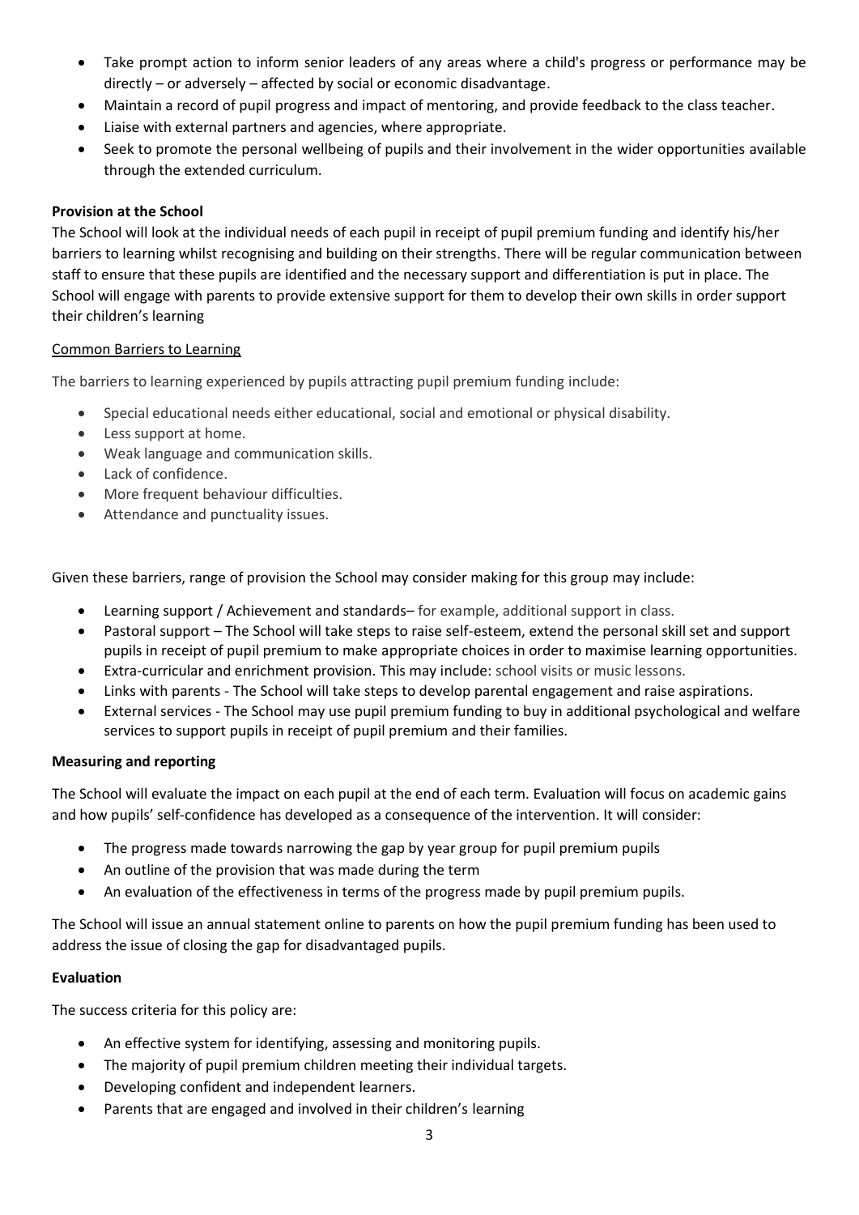- Take prompt action to inform senior leaders of any areas where a child's progress or performance may be directly – or adversely – affected by social or economic disadvantage.
- Maintain a record of pupil progress and impact of mentoring, and provide feedback to the class teacher.
- Liaise with external partners and agencies, where appropriate.
- Seek to promote the personal wellbeing of pupils and their involvement in the wider opportunities available through the extended curriculum.

**Provision at the School**

The School will look at the individual needs of each pupil in receipt of pupil premium funding and identify his/her barriers to learning whilst recognising and building on their strengths. There will be regular communication between staff to ensure that these pupils are identified and the necessary support and differentiation is put in place. The School will engage with parents to provide extensive support for them to develop their own skills in order support their children's learning

Common Barriers to Learning

The barriers to learning experienced by pupils attracting pupil premium funding include:

- Special educational needs either educational, social and emotional or physical disability.
- Less support at home.
- Weak language and communication skills.
- Lack of confidence.
- More frequent behaviour difficulties.
- Attendance and punctuality issues.

Given these barriers, range of provision the School may consider making for this group may include:

- Learning support / Achievement and standards– for example, additional support in class.
- Pastoral support – The School will take steps to raise self-esteem, extend the personal skill set and support pupils in receipt of pupil premium to make appropriate choices in order to maximise learning opportunities.
- Extra-curricular and enrichment provision. This may include: school visits or music lessons.
- Links with parents - The School will take steps to develop parental engagement and raise aspirations.
- External services - The School may use pupil premium funding to buy in additional psychological and welfare services to support pupils in receipt of pupil premium and their families.

**Measuring and reporting**

The School will evaluate the impact on each pupil at the end of each term. Evaluation will focus on academic gains and how pupils' self-confidence has developed as a consequence of the intervention. It will consider:

- The progress made towards narrowing the gap by year group for pupil premium pupils
- An outline of the provision that was made during the term
- An evaluation of the effectiveness in terms of the progress made by pupil premium pupils.

The School will issue an annual statement online to parents on how the pupil premium funding has been used to address the issue of closing the gap for disadvantaged pupils.

**Evaluation**

The success criteria for this policy are:

- An effective system for identifying, assessing and monitoring pupils.
- The majority of pupil premium children meeting their individual targets.
- Developing confident and independent learners.
- Parents that are engaged and involved in their children's learning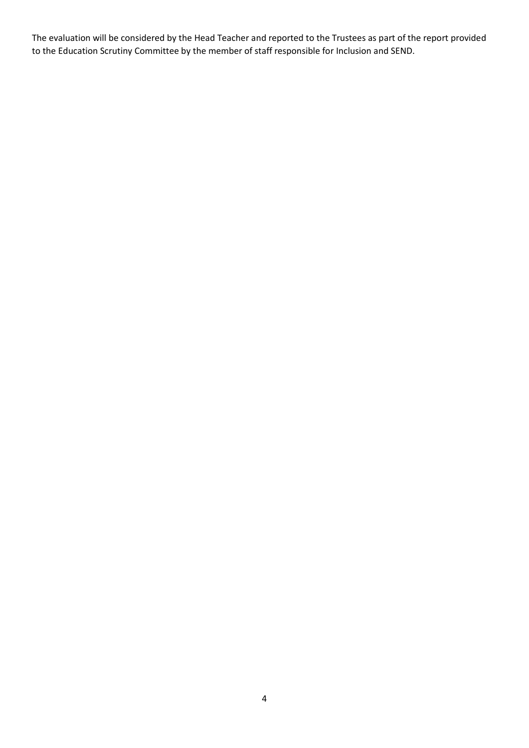The evaluation will be considered by the Head Teacher and reported to the Trustees as part of the report provided to the Education Scrutiny Committee by the member of staff responsible for Inclusion and SEND.